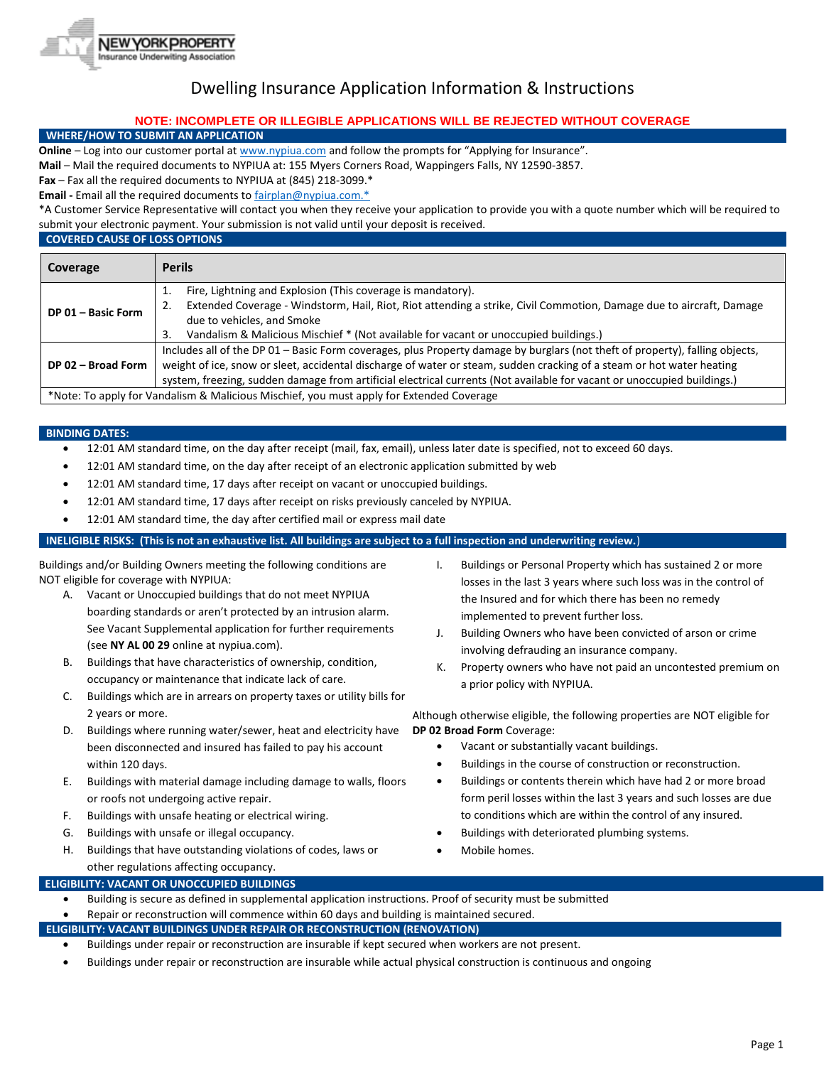NEW YORK PROPERTY Insurance Underwriting Association

# Dwelling Insurance Application Information & Instructions

**NOTE: INCOMPLETE OR ILLEGIBLE APPLICATIONS WILL BE REJECTED WITHOUT COVERAGE**

## WHERE/HOW TO SUBMIT AN APPLICATION

**Online** – Log into our customer portal at www.nypiua.com and follow the prompts for "Applying for Insurance".
**Mail** – Mail the required documents to NYPIUA at: 155 Myers Corners Road, Wappingers Falls, NY 12590-3857.
**Fax** – Fax all the required documents to NYPIUA at (845) 218-3099.*
**Email -** Email all the required documents to fairplan@nypiua.com.*
*A Customer Service Representative will contact you when they receive your application to provide you with a quote number which will be required to submit your electronic payment. Your submission is not valid until your deposit is received.

## COVERED CAUSE OF LOSS OPTIONS

| Coverage | Perils |
|---|---|
| **DP 01 – Basic Form** | 1. Fire, Lightning and Explosion (This coverage is mandatory).<br>2. Extended Coverage - Windstorm, Hail, Riot, Riot attending a strike, Civil Commotion, Damage due to aircraft, Damage due to vehicles, and Smoke<br>3. Vandalism & Malicious Mischief * (Not available for vacant or unoccupied buildings.) |
| **DP 02 – Broad Form** | Includes all of the DP 01 – Basic Form coverages, plus Property damage by burglars (not theft of property), falling objects, weight of ice, snow or sleet, accidental discharge of water or steam, sudden cracking of a steam or hot water heating system, freezing, sudden damage from artificial electrical currents (Not available for vacant or unoccupied buildings.) |
| *Note: To apply for Vandalism & Malicious Mischief, you must apply for Extended Coverage | |

## BINDING DATES:

- 12:01 AM standard time, on the day after receipt (mail, fax, email), unless later date is specified, not to exceed 60 days.
- 12:01 AM standard time, on the day after receipt of an electronic application submitted by web
- 12:01 AM standard time, 17 days after receipt on vacant or unoccupied buildings.
- 12:01 AM standard time, 17 days after receipt on risks previously canceled by NYPIUA.
- 12:01 AM standard time, the day after certified mail or express mail date

## INELIGIBLE RISKS: (This is not an exhaustive list. All buildings are subject to a full inspection and underwriting review.)

Buildings and/or Building Owners meeting the following conditions are NOT eligible for coverage with NYPIUA:

A. Vacant or Unoccupied buildings that do not meet NYPIUA boarding standards or aren't protected by an intrusion alarm. See Vacant Supplemental application for further requirements (see **NY AL 00 29** online at nypiua.com).
B. Buildings that have characteristics of ownership, condition, occupancy or maintenance that indicate lack of care.
C. Buildings which are in arrears on property taxes or utility bills for 2 years or more.
D. Buildings where running water/sewer, heat and electricity have been disconnected and insured has failed to pay his account within 120 days.
E. Buildings with material damage including damage to walls, floors or roofs not undergoing active repair.
F. Buildings with unsafe heating or electrical wiring.
G. Buildings with unsafe or illegal occupancy.
H. Buildings that have outstanding violations of codes, laws or other regulations affecting occupancy.
I. Buildings or Personal Property which has sustained 2 or more losses in the last 3 years where such loss was in the control of the Insured and for which there has been no remedy implemented to prevent further loss.
J. Building Owners who have been convicted of arson or crime involving defrauding an insurance company.
K. Property owners who have not paid an uncontested premium on a prior policy with NYPIUA.

Although otherwise eligible, the following properties are NOT eligible for **DP 02 Broad Form** Coverage:

- Vacant or substantially vacant buildings.
- Buildings in the course of construction or reconstruction.
- Buildings or contents therein which have had 2 or more broad form peril losses within the last 3 years and such losses are due to conditions which are within the control of any insured.
- Buildings with deteriorated plumbing systems.
- Mobile homes.

## ELIGIBILITY: VACANT OR UNOCCUPIED BUILDINGS

- Building is secure as defined in supplemental application instructions. Proof of security must be submitted
- Repair or reconstruction will commence within 60 days and building is maintained secured.

## ELIGIBILITY: VACANT BUILDINGS UNDER REPAIR OR RECONSTRUCTION (RENOVATION)

- Buildings under repair or reconstruction are insurable if kept secured when workers are not present.
- Buildings under repair or reconstruction are insurable while actual physical construction is continuous and ongoing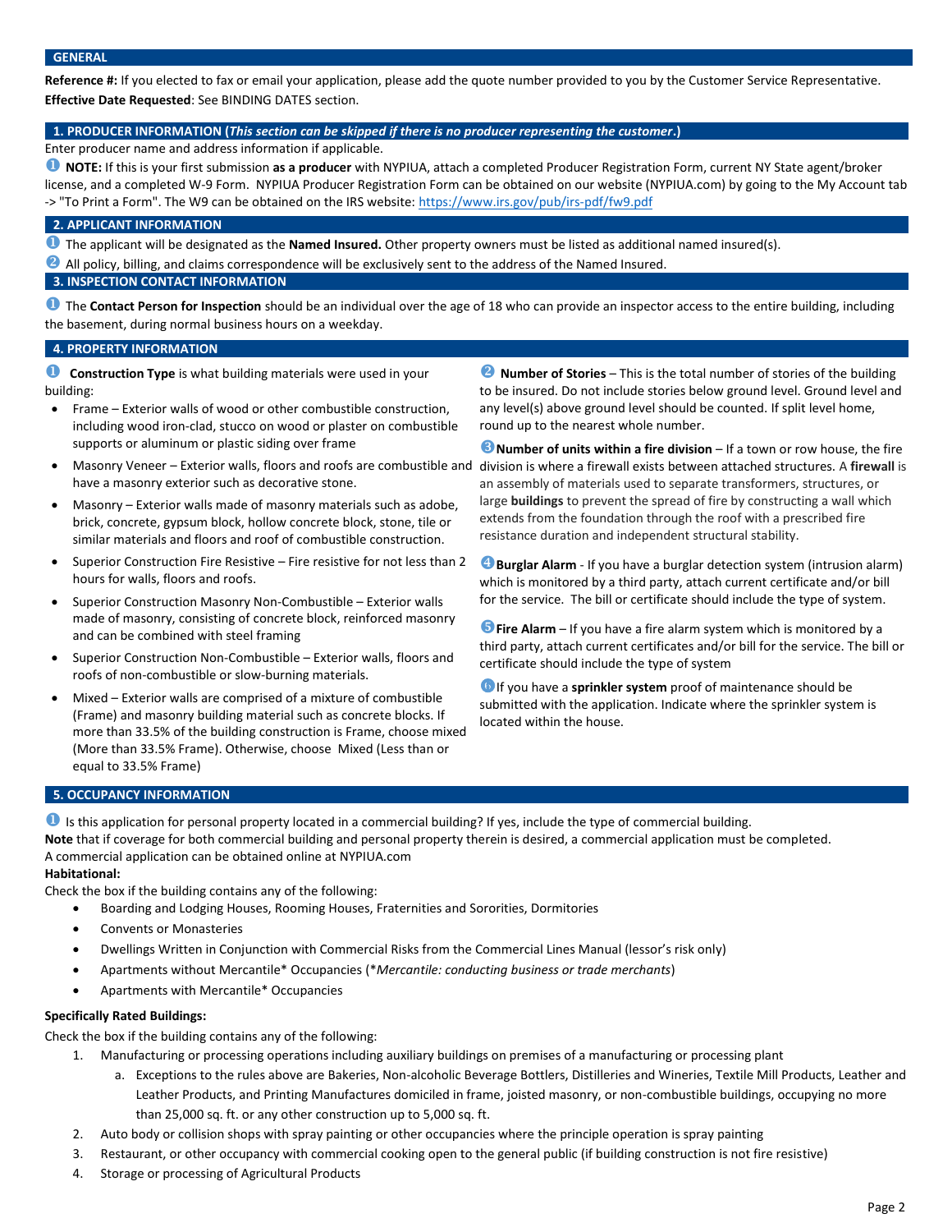## GENERAL

**Reference #:** If you elected to fax or email your application, please add the quote number provided to you by the Customer Service Representative.

**Effective Date Requested**: See BINDING DATES section.

## 1. PRODUCER INFORMATION (*This section can be skipped if there is no producer representing the customer*.)

Enter producer name and address information if applicable.

❶ **NOTE:** If this is your first submission **as a producer** with NYPIUA, attach a completed Producer Registration Form, current NY State agent/broker license, and a completed W-9 Form. NYPIUA Producer Registration Form can be obtained on our website (NYPIUA.com) by going to the My Account tab -> "To Print a Form". The W9 can be obtained on the IRS website: https://www.irs.gov/pub/irs-pdf/fw9.pdf

## 2. APPLICANT INFORMATION

❶ The applicant will be designated as the **Named Insured.** Other property owners must be listed as additional named insured(s).

❷ All policy, billing, and claims correspondence will be exclusively sent to the address of the Named Insured.

## 3. INSPECTION CONTACT INFORMATION

❶ The **Contact Person for Inspection** should be an individual over the age of 18 who can provide an inspector access to the entire building, including the basement, during normal business hours on a weekday.

## 4. PROPERTY INFORMATION

❶ **Construction Type** is what building materials were used in your building:

- Frame – Exterior walls of wood or other combustible construction, including wood iron-clad, stucco on wood or plaster on combustible supports or aluminum or plastic siding over frame
- Masonry Veneer – Exterior walls, floors and roofs are combustible and have a masonry exterior such as decorative stone.
- Masonry – Exterior walls made of masonry materials such as adobe, brick, concrete, gypsum block, hollow concrete block, stone, tile or similar materials and floors and roof of combustible construction.
- Superior Construction Fire Resistive – Fire resistive for not less than 2 hours for walls, floors and roofs.
- Superior Construction Masonry Non-Combustible – Exterior walls made of masonry, consisting of concrete block, reinforced masonry and can be combined with steel framing
- Superior Construction Non-Combustible – Exterior walls, floors and roofs of non-combustible or slow-burning materials.
- Mixed – Exterior walls are comprised of a mixture of combustible (Frame) and masonry building material such as concrete blocks. If more than 33.5% of the building construction is Frame, choose mixed (More than 33.5% Frame). Otherwise, choose Mixed (Less than or equal to 33.5% Frame)

❷ **Number of Stories** – This is the total number of stories of the building to be insured. Do not include stories below ground level. Ground level and any level(s) above ground level should be counted. If split level home, round up to the nearest whole number.

❸ **Number of units within a fire division** – If a town or row house, the fire division is where a firewall exists between attached structures. A **firewall** is an assembly of materials used to separate transformers, structures, or large **buildings** to prevent the spread of fire by constructing a wall which extends from the foundation through the roof with a prescribed fire resistance duration and independent structural stability.

❹ **Burglar Alarm** - If you have a burglar detection system (intrusion alarm) which is monitored by a third party, attach current certificate and/or bill for the service. The bill or certificate should include the type of system.

❺ **Fire Alarm** – If you have a fire alarm system which is monitored by a third party, attach current certificates and/or bill for the service. The bill or certificate should include the type of system

❻ If you have a **sprinkler system** proof of maintenance should be submitted with the application. Indicate where the sprinkler system is located within the house.

## 5. OCCUPANCY INFORMATION

❶ Is this application for personal property located in a commercial building? If yes, include the type of commercial building.

**Note** that if coverage for both commercial building and personal property therein is desired, a commercial application must be completed. A commercial application can be obtained online at NYPIUA.com

**Habitational:**

Check the box if the building contains any of the following:

- Boarding and Lodging Houses, Rooming Houses, Fraternities and Sororities, Dormitories
- Convents or Monasteries
- Dwellings Written in Conjunction with Commercial Risks from the Commercial Lines Manual (lessor's risk only)
- Apartments without Mercantile* Occupancies (**Mercantile: conducting business or trade merchants*)
- Apartments with Mercantile* Occupancies

**Specifically Rated Buildings:**

Check the box if the building contains any of the following:

1. Manufacturing or processing operations including auxiliary buildings on premises of a manufacturing or processing plant
   a. Exceptions to the rules above are Bakeries, Non-alcoholic Beverage Bottlers, Distilleries and Wineries, Textile Mill Products, Leather and Leather Products, and Printing Manufactures domiciled in frame, joisted masonry, or non-combustible buildings, occupying no more than 25,000 sq. ft. or any other construction up to 5,000 sq. ft.
2. Auto body or collision shops with spray painting or other occupancies where the principle operation is spray painting
3. Restaurant, or other occupancy with commercial cooking open to the general public (if building construction is not fire resistive)
4. Storage or processing of Agricultural Products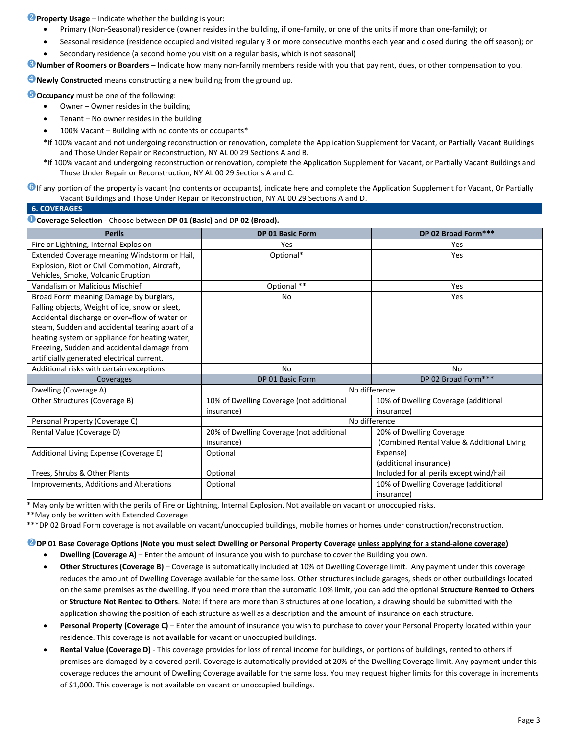❷**Property Usage** – Indicate whether the building is your:

- Primary (Non-Seasonal) residence (owner resides in the building, if one-family, or one of the units if more than one-family); or
- Seasonal residence (residence occupied and visited regularly 3 or more consecutive months each year and closed during the off season); or
- Secondary residence (a second home you visit on a regular basis, which is not seasonal)

❸**Number of Roomers or Boarders** – Indicate how many non-family members reside with you that pay rent, dues, or other compensation to you.

❹**Newly Constructed** means constructing a new building from the ground up.

❺**Occupancy** must be one of the following:

- Owner – Owner resides in the building
- Tenant – No owner resides in the building
- 100% Vacant – Building with no contents or occupants*

*If 100% vacant and not undergoing reconstruction or renovation, complete the Application Supplement for Vacant, or Partially Vacant Buildings and Those Under Repair or Reconstruction, NY AL 00 29 Sections A and B.

*If 100% vacant and undergoing reconstruction or renovation, complete the Application Supplement for Vacant, or Partially Vacant Buildings and Those Under Repair or Reconstruction, NY AL 00 29 Sections A and C.

❻If any portion of the property is vacant (no contents or occupants), indicate here and complete the Application Supplement for Vacant, Or Partially Vacant Buildings and Those Under Repair or Reconstruction, NY AL 00 29 Sections A and D.

## 6. COVERAGES

❶**Coverage Selection -** Choose between **DP 01 (Basic)** and **DP 02 (Broad).**

| Perils | DP 01 Basic Form | DP 02 Broad Form*** |
|---|---|---|
| Fire or Lightning, Internal Explosion | Yes | Yes |
| Extended Coverage meaning Windstorm or Hail, Explosion, Riot or Civil Commotion, Aircraft, Vehicles, Smoke, Volcanic Eruption | Optional* | Yes |
| Vandalism or Malicious Mischief | Optional ** | Yes |
| Broad Form meaning Damage by burglars, Falling objects, Weight of ice, snow or sleet, Accidental discharge or over=flow of water or steam, Sudden and accidental tearing apart of a heating system or appliance for heating water, Freezing, Sudden and accidental damage from artificially generated electrical current. | No | Yes |
| Additional risks with certain exceptions | No | No |
| **Coverages** | **DP 01 Basic Form** | **DP 02 Broad Form*** ** |
| Dwelling (Coverage A) | No difference | |
| Other Structures (Coverage B) | 10% of Dwelling Coverage (not additional insurance) | 10% of Dwelling Coverage (additional insurance) |
| Personal Property (Coverage C) | No difference | |
| Rental Value (Coverage D) | 20% of Dwelling Coverage (not additional insurance) | 20% of Dwelling Coverage (Combined Rental Value & Additional Living Expense) (additional insurance) |
| Additional Living Expense (Coverage E) | Optional | |
| Trees, Shrubs & Other Plants | Optional | Included for all perils except wind/hail |
| Improvements, Additions and Alterations | Optional | 10% of Dwelling Coverage (additional insurance) |

\* May only be written with the perils of Fire or Lightning, Internal Explosion. Not available on vacant or unoccupied risks.

\*\*May only be written with Extended Coverage

\*\*\*DP 02 Broad Form coverage is not available on vacant/unoccupied buildings, mobile homes or homes under construction/reconstruction.

❷**DP 01 Base Coverage Options (Note you must select Dwelling or Personal Property Coverage unless applying for a stand-alone coverage)**

- **Dwelling (Coverage A)** – Enter the amount of insurance you wish to purchase to cover the Building you own.
- **Other Structures (Coverage B)** – Coverage is automatically included at 10% of Dwelling Coverage limit. Any payment under this coverage reduces the amount of Dwelling Coverage available for the same loss. Other structures include garages, sheds or other outbuildings located on the same premises as the dwelling. If you need more than the automatic 10% limit, you can add the optional **Structure Rented to Others** or **Structure Not Rented to Others**. Note: If there are more than 3 structures at one location, a drawing should be submitted with the application showing the position of each structure as well as a description and the amount of insurance on each structure.
- **Personal Property (Coverage C)** – Enter the amount of insurance you wish to purchase to cover your Personal Property located within your residence. This coverage is not available for vacant or unoccupied buildings.
- **Rental Value (Coverage D)** - This coverage provides for loss of rental income for buildings, or portions of buildings, rented to others if premises are damaged by a covered peril. Coverage is automatically provided at 20% of the Dwelling Coverage limit. Any payment under this coverage reduces the amount of Dwelling Coverage available for the same loss. You may request higher limits for this coverage in increments of $1,000. This coverage is not available on vacant or unoccupied buildings.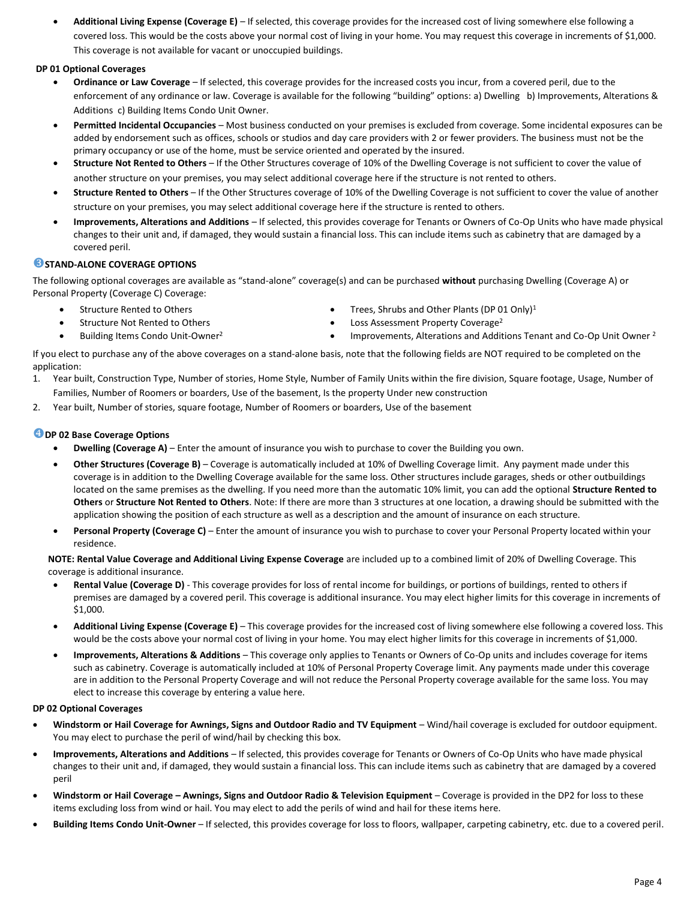- **Additional Living Expense (Coverage E)** – If selected, this coverage provides for the increased cost of living somewhere else following a covered loss. This would be the costs above your normal cost of living in your home. You may request this coverage in increments of $1,000. This coverage is not available for vacant or unoccupied buildings.

**DP 01 Optional Coverages**

- **Ordinance or Law Coverage** – If selected, this coverage provides for the increased costs you incur, from a covered peril, due to the enforcement of any ordinance or law. Coverage is available for the following "building" options: a) Dwelling b) Improvements, Alterations & Additions c) Building Items Condo Unit Owner.
- **Permitted Incidental Occupancies** – Most business conducted on your premises is excluded from coverage. Some incidental exposures can be added by endorsement such as offices, schools or studios and day care providers with 2 or fewer providers. The business must not be the primary occupancy or use of the home, must be service oriented and operated by the insured.
- **Structure Not Rented to Others** – If the Other Structures coverage of 10% of the Dwelling Coverage is not sufficient to cover the value of another structure on your premises, you may select additional coverage here if the structure is not rented to others.
- **Structure Rented to Others** – If the Other Structures coverage of 10% of the Dwelling Coverage is not sufficient to cover the value of another structure on your premises, you may select additional coverage here if the structure is rented to others.
- **Improvements, Alterations and Additions** – If selected, this provides coverage for Tenants or Owners of Co-Op Units who have made physical changes to their unit and, if damaged, they would sustain a financial loss. This can include items such as cabinetry that are damaged by a covered peril.

### ❸ STAND-ALONE COVERAGE OPTIONS

The following optional coverages are available as "stand-alone" coverage(s) and can be purchased **without** purchasing Dwelling (Coverage A) or Personal Property (Coverage C) Coverage:

- Structure Rented to Others
- Structure Not Rented to Others
- Building Items Condo Unit-Owner[2]
- Trees, Shrubs and Other Plants (DP 01 Only)[1]
- Loss Assessment Property Coverage[2]
- Improvements, Alterations and Additions Tenant and Co-Op Unit Owner [2]

If you elect to purchase any of the above coverages on a stand-alone basis, note that the following fields are NOT required to be completed on the application:

1. Year built, Construction Type, Number of stories, Home Style, Number of Family Units within the fire division, Square footage, Usage, Number of Families, Number of Roomers or boarders, Use of the basement, Is the property Under new construction
2. Year built, Number of stories, square footage, Number of Roomers or boarders, Use of the basement

### ❹ DP 02 Base Coverage Options

- **Dwelling (Coverage A)** – Enter the amount of insurance you wish to purchase to cover the Building you own.
- **Other Structures (Coverage B)** – Coverage is automatically included at 10% of Dwelling Coverage limit. Any payment made under this coverage is in addition to the Dwelling Coverage available for the same loss. Other structures include garages, sheds or other outbuildings located on the same premises as the dwelling. If you need more than the automatic 10% limit, you can add the optional **Structure Rented to Others** or **Structure Not Rented to Others**. Note: If there are more than 3 structures at one location, a drawing should be submitted with the application showing the position of each structure as well as a description and the amount of insurance on each structure.
- **Personal Property (Coverage C)** – Enter the amount of insurance you wish to purchase to cover your Personal Property located within your residence.

**NOTE: Rental Value Coverage and Additional Living Expense Coverage** are included up to a combined limit of 20% of Dwelling Coverage. This coverage is additional insurance.

- **Rental Value (Coverage D)** - This coverage provides for loss of rental income for buildings, or portions of buildings, rented to others if premises are damaged by a covered peril. This coverage is additional insurance. You may elect higher limits for this coverage in increments of $1,000.
- **Additional Living Expense (Coverage E)** – This coverage provides for the increased cost of living somewhere else following a covered loss. This would be the costs above your normal cost of living in your home. You may elect higher limits for this coverage in increments of $1,000.
- **Improvements, Alterations & Additions** – This coverage only applies to Tenants or Owners of Co-Op units and includes coverage for items such as cabinetry. Coverage is automatically included at 10% of Personal Property Coverage limit. Any payments made under this coverage are in addition to the Personal Property Coverage and will not reduce the Personal Property coverage available for the same loss. You may elect to increase this coverage by entering a value here.

**DP 02 Optional Coverages**

- **Windstorm or Hail Coverage for Awnings, Signs and Outdoor Radio and TV Equipment** – Wind/hail coverage is excluded for outdoor equipment. You may elect to purchase the peril of wind/hail by checking this box.
- **Improvements, Alterations and Additions** – If selected, this provides coverage for Tenants or Owners of Co-Op Units who have made physical changes to their unit and, if damaged, they would sustain a financial loss. This can include items such as cabinetry that are damaged by a covered peril
- **Windstorm or Hail Coverage – Awnings, Signs and Outdoor Radio & Television Equipment** – Coverage is provided in the DP2 for loss to these items excluding loss from wind or hail. You may elect to add the perils of wind and hail for these items here.
- **Building Items Condo Unit-Owner** – If selected, this provides coverage for loss to floors, wallpaper, carpeting cabinetry, etc. due to a covered peril.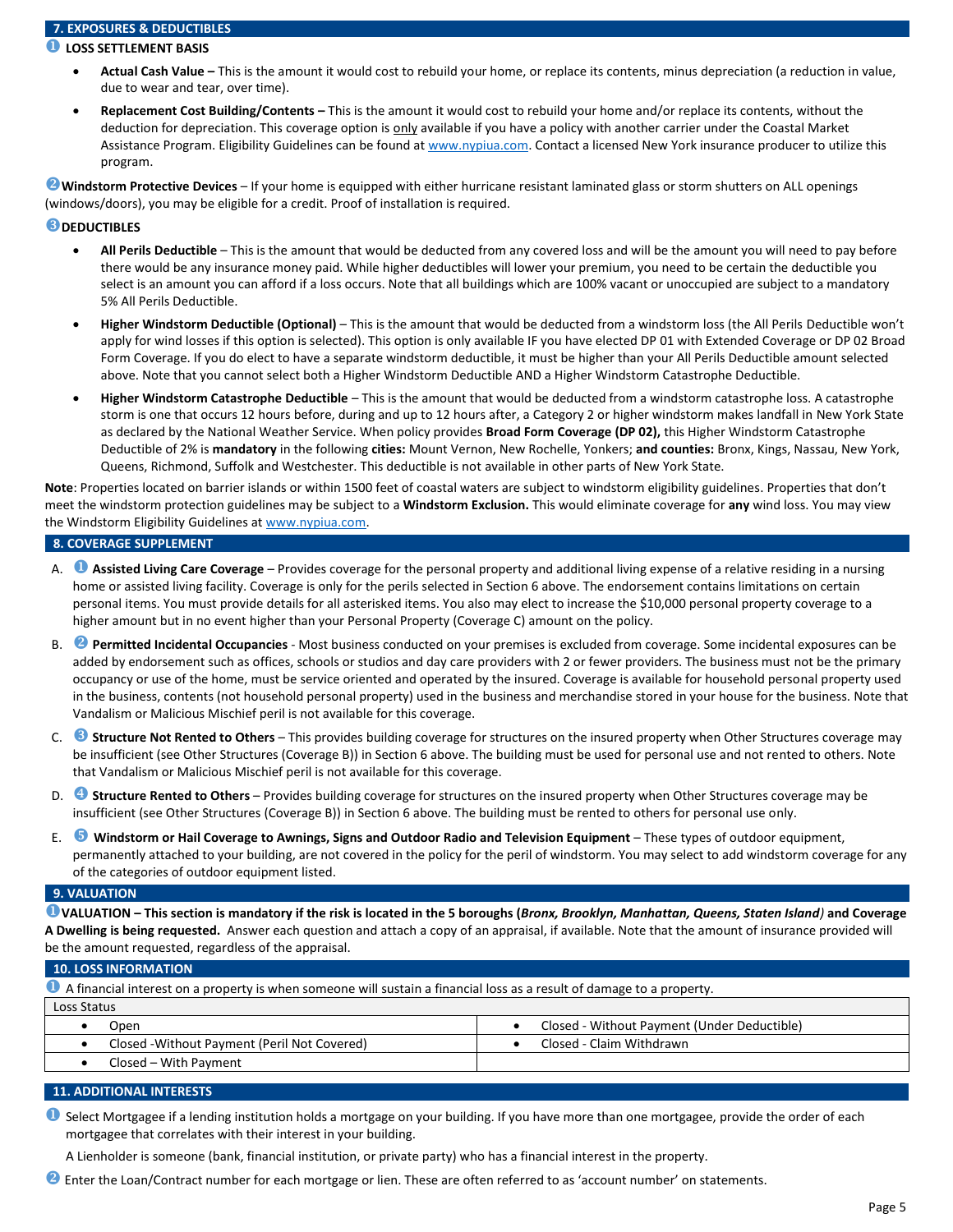## 7. EXPOSURES & DEDUCTIBLES

❶ **LOSS SETTLEMENT BASIS**

- **Actual Cash Value –** This is the amount it would cost to rebuild your home, or replace its contents, minus depreciation (a reduction in value, due to wear and tear, over time).
- **Replacement Cost Building/Contents –** This is the amount it would cost to rebuild your home and/or replace its contents, without the deduction for depreciation. This coverage option is only available if you have a policy with another carrier under the Coastal Market Assistance Program. Eligibility Guidelines can be found at www.nypiua.com. Contact a licensed New York insurance producer to utilize this program.

❷ **Windstorm Protective Devices** – If your home is equipped with either hurricane resistant laminated glass or storm shutters on ALL openings (windows/doors), you may be eligible for a credit. Proof of installation is required.

❸ **DEDUCTIBLES**

- **All Perils Deductible** – This is the amount that would be deducted from any covered loss and will be the amount you will need to pay before there would be any insurance money paid. While higher deductibles will lower your premium, you need to be certain the deductible you select is an amount you can afford if a loss occurs. Note that all buildings which are 100% vacant or unoccupied are subject to a mandatory 5% All Perils Deductible.
- **Higher Windstorm Deductible (Optional)** – This is the amount that would be deducted from a windstorm loss (the All Perils Deductible won't apply for wind losses if this option is selected). This option is only available IF you have elected DP 01 with Extended Coverage or DP 02 Broad Form Coverage. If you do elect to have a separate windstorm deductible, it must be higher than your All Perils Deductible amount selected above. Note that you cannot select both a Higher Windstorm Deductible AND a Higher Windstorm Catastrophe Deductible.
- **Higher Windstorm Catastrophe Deductible** – This is the amount that would be deducted from a windstorm catastrophe loss. A catastrophe storm is one that occurs 12 hours before, during and up to 12 hours after, a Category 2 or higher windstorm makes landfall in New York State as declared by the National Weather Service. When policy provides **Broad Form Coverage (DP 02),** this Higher Windstorm Catastrophe Deductible of 2% is **mandatory** in the following **cities:** Mount Vernon, New Rochelle, Yonkers; **and counties:** Bronx, Kings, Nassau, New York, Queens, Richmond, Suffolk and Westchester. This deductible is not available in other parts of New York State.

**Note**: Properties located on barrier islands or within 1500 feet of coastal waters are subject to windstorm eligibility guidelines. Properties that don't meet the windstorm protection guidelines may be subject to a **Windstorm Exclusion.** This would eliminate coverage for **any** wind loss. You may view the Windstorm Eligibility Guidelines at www.nypiua.com.

## 8. COVERAGE SUPPLEMENT

A. ❶ **Assisted Living Care Coverage** – Provides coverage for the personal property and additional living expense of a relative residing in a nursing home or assisted living facility. Coverage is only for the perils selected in Section 6 above. The endorsement contains limitations on certain personal items. You must provide details for all asterisked items. You also may elect to increase the $10,000 personal property coverage to a higher amount but in no event higher than your Personal Property (Coverage C) amount on the policy.

B. ❷ **Permitted Incidental Occupancies** - Most business conducted on your premises is excluded from coverage. Some incidental exposures can be added by endorsement such as offices, schools or studios and day care providers with 2 or fewer providers. The business must not be the primary occupancy or use of the home, must be service oriented and operated by the insured. Coverage is available for household personal property used in the business, contents (not household personal property) used in the business and merchandise stored in your house for the business. Note that Vandalism or Malicious Mischief peril is not available for this coverage.

C. ❸ **Structure Not Rented to Others** – This provides building coverage for structures on the insured property when Other Structures coverage may be insufficient (see Other Structures (Coverage B)) in Section 6 above. The building must be used for personal use and not rented to others. Note that Vandalism or Malicious Mischief peril is not available for this coverage.

D. ❹ **Structure Rented to Others** – Provides building coverage for structures on the insured property when Other Structures coverage may be insufficient (see Other Structures (Coverage B)) in Section 6 above. The building must be rented to others for personal use only.

E. ❺ **Windstorm or Hail Coverage to Awnings, Signs and Outdoor Radio and Television Equipment** – These types of outdoor equipment, permanently attached to your building, are not covered in the policy for the peril of windstorm. You may select to add windstorm coverage for any of the categories of outdoor equipment listed.

## 9. VALUATION

❶ **VALUATION – This section is mandatory if the risk is located in the 5 boroughs (*Bronx, Brooklyn, Manhattan, Queens, Staten Island*) and Coverage A Dwelling is being requested.** Answer each question and attach a copy of an appraisal, if available. Note that the amount of insurance provided will be the amount requested, regardless of the appraisal.

## 10. LOSS INFORMATION

❶ A financial interest on a property is when someone will sustain a financial loss as a result of damage to a property.

| Loss Status | |
|---|---|
| • Open | • Closed - Without Payment (Under Deductible) |
| • Closed -Without Payment (Peril Not Covered) | • Closed - Claim Withdrawn |
| • Closed – With Payment | |

## 11. ADDITIONAL INTERESTS

❶ Select Mortgagee if a lending institution holds a mortgage on your building. If you have more than one mortgagee, provide the order of each mortgagee that correlates with their interest in your building.

A Lienholder is someone (bank, financial institution, or private party) who has a financial interest in the property.

❷ Enter the Loan/Contract number for each mortgage or lien. These are often referred to as 'account number' on statements.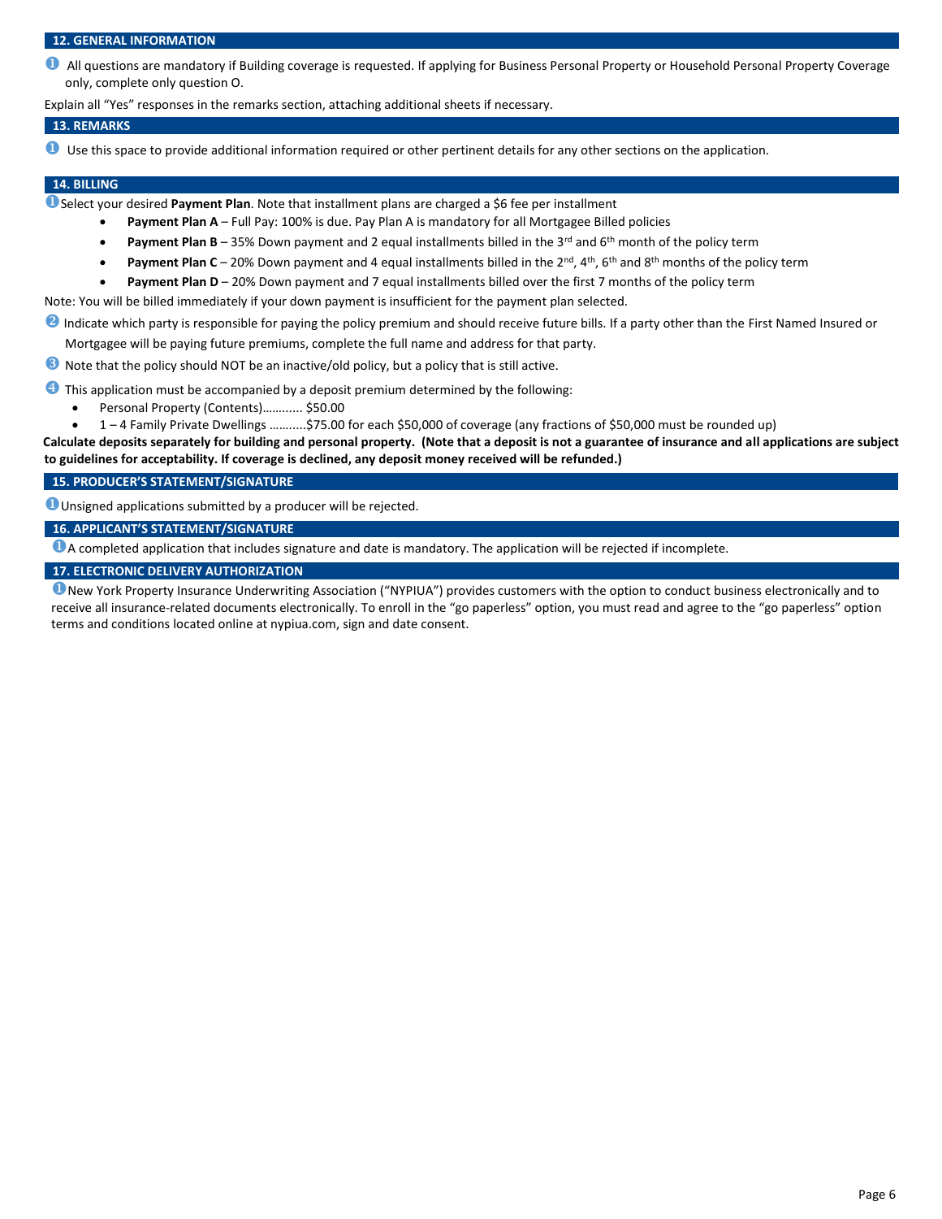## 12. GENERAL INFORMATION

❶ All questions are mandatory if Building coverage is requested. If applying for Business Personal Property or Household Personal Property Coverage only, complete only question O.

Explain all "Yes" responses in the remarks section, attaching additional sheets if necessary.

## 13. REMARKS

❶ Use this space to provide additional information required or other pertinent details for any other sections on the application.

## 14. BILLING

❶ Select your desired **Payment Plan**. Note that installment plans are charged a $6 fee per installment

- **Payment Plan A** – Full Pay: 100% is due. Pay Plan A is mandatory for all Mortgagee Billed policies
- **Payment Plan B** – 35% Down payment and 2 equal installments billed in the 3rd and 6th month of the policy term
- **Payment Plan C** – 20% Down payment and 4 equal installments billed in the 2nd, 4th, 6th and 8th months of the policy term
- **Payment Plan D** – 20% Down payment and 7 equal installments billed over the first 7 months of the policy term

Note: You will be billed immediately if your down payment is insufficient for the payment plan selected.

❷ Indicate which party is responsible for paying the policy premium and should receive future bills. If a party other than the First Named Insured or Mortgagee will be paying future premiums, complete the full name and address for that party.

❸ Note that the policy should NOT be an inactive/old policy, but a policy that is still active.

❹ This application must be accompanied by a deposit premium determined by the following:

- Personal Property (Contents)........... $50.00
- 1 – 4 Family Private Dwellings ...........$75.00 for each $50,000 of coverage (any fractions of $50,000 must be rounded up)

**Calculate deposits separately for building and personal property. (Note that a deposit is not a guarantee of insurance and all applications are subject to guidelines for acceptability. If coverage is declined, any deposit money received will be refunded.)**

## 15. PRODUCER'S STATEMENT/SIGNATURE

❶ Unsigned applications submitted by a producer will be rejected.

## 16. APPLICANT'S STATEMENT/SIGNATURE

❶ A completed application that includes signature and date is mandatory. The application will be rejected if incomplete.

## 17. ELECTRONIC DELIVERY AUTHORIZATION

❶ New York Property Insurance Underwriting Association ("NYPIUA") provides customers with the option to conduct business electronically and to receive all insurance-related documents electronically. To enroll in the "go paperless" option, you must read and agree to the "go paperless" option terms and conditions located online at nypiua.com, sign and date consent.